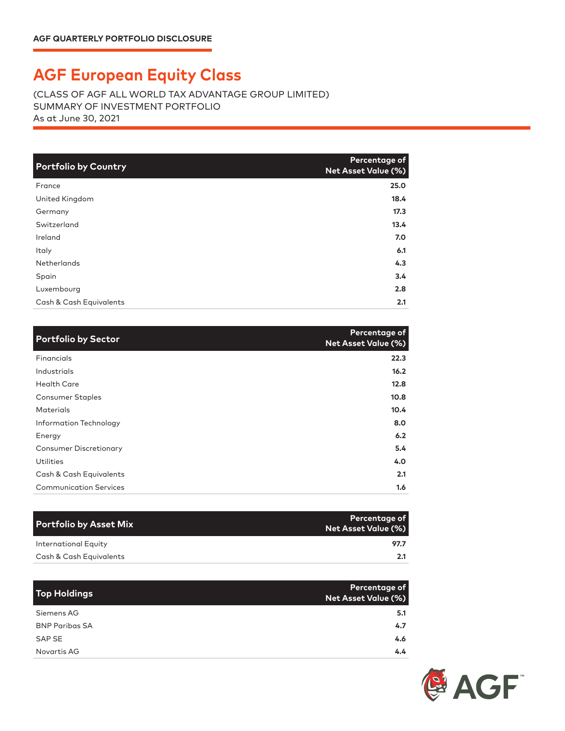AGF QUARTERLY PORTFOLIO DISCLOSURE

# AGF European Equity Class

(CLASS OF AGF ALL WORLD TAX ADVANTAGE GROUP LIMITED)
SUMMARY OF INVESTMENT PORTFOLIO
As at June 30, 2021

| Portfolio by Country | Percentage of Net Asset Value (%) |
| --- | --- |
| France | **25.0** |
| United Kingdom | **18.4** |
| Germany | **17.3** |
| Switzerland | **13.4** |
| Ireland | **7.0** |
| Italy | **6.1** |
| Netherlands | **4.3** |
| Spain | **3.4** |
| Luxembourg | **2.8** |
| Cash & Cash Equivalents | **2.1** |

| Portfolio by Sector | Percentage of Net Asset Value (%) |
| --- | --- |
| Financials | **22.3** |
| Industrials | **16.2** |
| Health Care | **12.8** |
| Consumer Staples | **10.8** |
| Materials | **10.4** |
| Information Technology | **8.0** |
| Energy | **6.2** |
| Consumer Discretionary | **5.4** |
| Utilities | **4.0** |
| Cash & Cash Equivalents | **2.1** |
| Communication Services | **1.6** |

| Portfolio by Asset Mix | Percentage of Net Asset Value (%) |
| --- | --- |
| International Equity | **97.7** |
| Cash & Cash Equivalents | **2.1** |

| Top Holdings | Percentage of Net Asset Value (%) |
| --- | --- |
| Siemens AG | **5.1** |
| BNP Paribas SA | **4.7** |
| SAP SE | **4.6** |
| Novartis AG | **4.4** |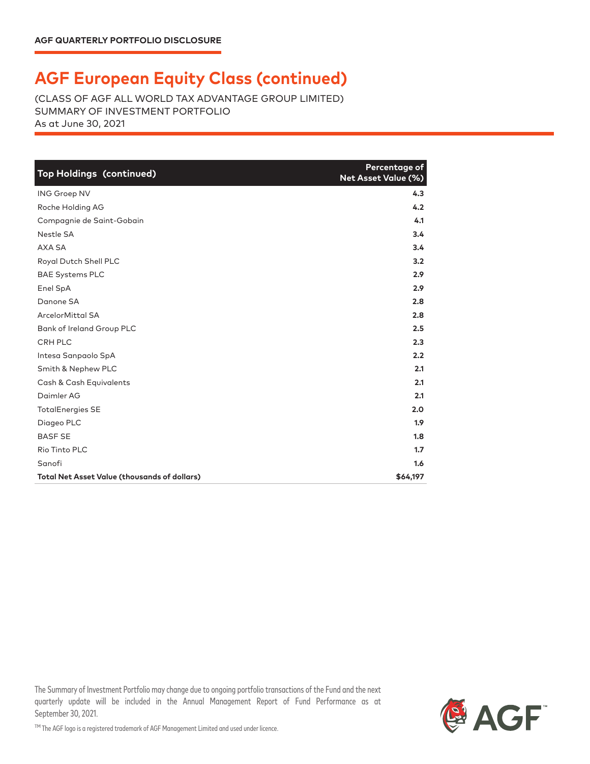# AGF European Equity Class (continued)

(CLASS OF AGF ALL WORLD TAX ADVANTAGE GROUP LIMITED)
SUMMARY OF INVESTMENT PORTFOLIO
As at June 30, 2021

| Top Holdings (continued) | Percentage of Net Asset Value (%) |
|---|---|
| ING Groep NV | **4.3** |
| Roche Holding AG | **4.2** |
| Compagnie de Saint-Gobain | **4.1** |
| Nestle SA | **3.4** |
| AXA SA | **3.4** |
| Royal Dutch Shell PLC | **3.2** |
| BAE Systems PLC | **2.9** |
| Enel SpA | **2.9** |
| Danone SA | **2.8** |
| ArcelorMittal SA | **2.8** |
| Bank of Ireland Group PLC | **2.5** |
| CRH PLC | **2.3** |
| Intesa Sanpaolo SpA | **2.2** |
| Smith & Nephew PLC | **2.1** |
| Cash & Cash Equivalents | **2.1** |
| Daimler AG | **2.1** |
| TotalEnergies SE | **2.0** |
| Diageo PLC | **1.9** |
| BASF SE | **1.8** |
| Rio Tinto PLC | **1.7** |
| Sanofi | **1.6** |
| **Total Net Asset Value (thousands of dollars)** | **$64,197** |

The Summary of Investment Portfolio may change due to ongoing portfolio transactions of the Fund and the next quarterly update will be included in the Annual Management Report of Fund Performance as at September 30, 2021.

™ The AGF logo is a registered trademark of AGF Management Limited and used under licence.